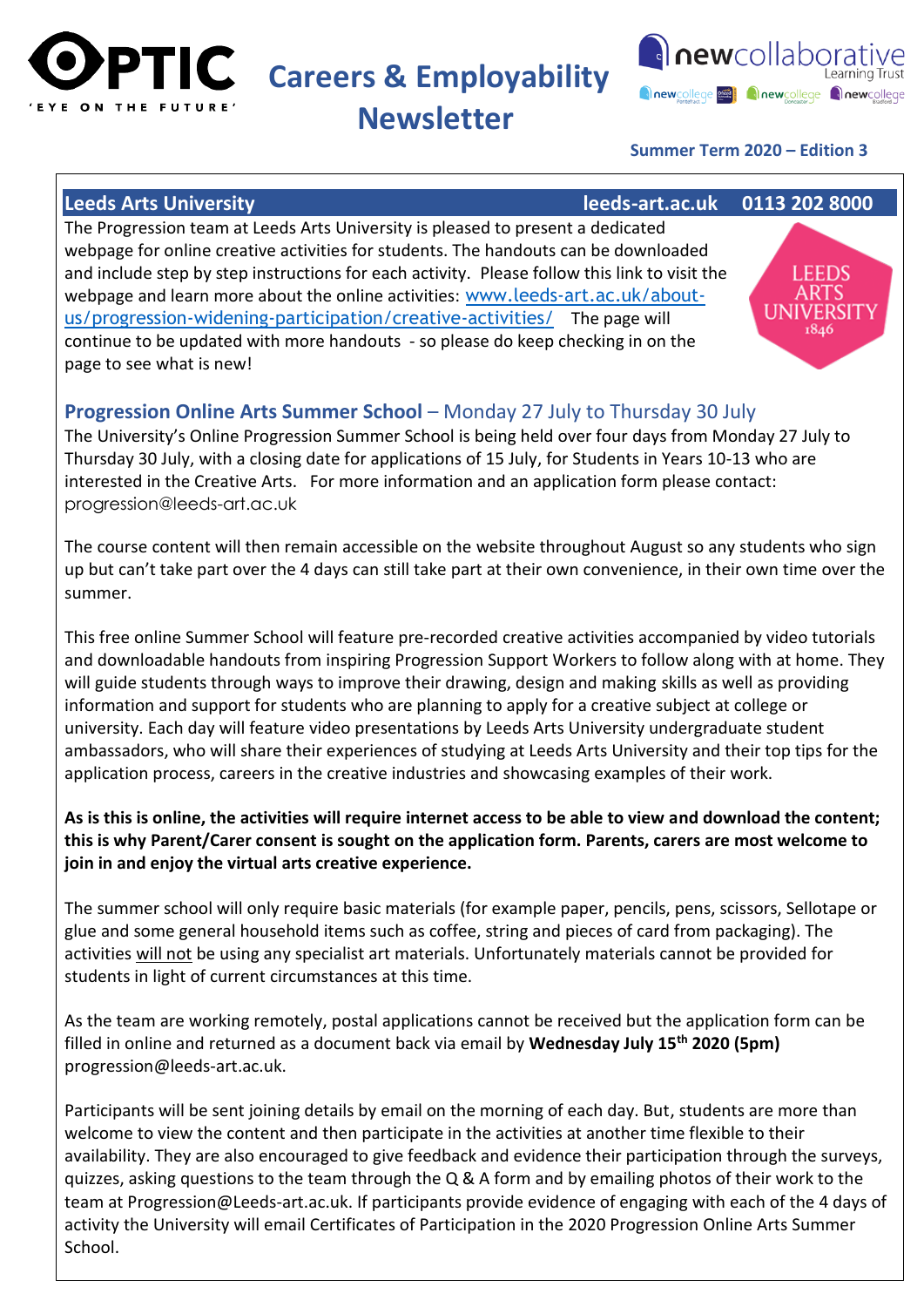# OPTIC 'EYE ON THE FUTURE'

# Careers & Employability Newsletter

newcollaborative Learning Trust

**Summer Term 2020 – Edition 3**

## Leeds Arts University — leeds-art.ac.uk — 0113 202 8000

The Progression team at Leeds Arts University is pleased to present a dedicated webpage for online creative activities for students. The handouts can be downloaded and include step by step instructions for each activity. Please follow this link to visit the webpage and learn more about the online activities: www.leeds-art.ac.uk/about-us/progression-widening-participation/creative-activities/ The page will continue to be updated with more handouts - so please do keep checking in on the page to see what is new!

### Progression Online Arts Summer School – Monday 27 July to Thursday 30 July

The University's Online Progression Summer School is being held over four days from Monday 27 July to Thursday 30 July, with a closing date for applications of 15 July, for Students in Years 10-13 who are interested in the Creative Arts. For more information and an application form please contact: progression@leeds-art.ac.uk

The course content will then remain accessible on the website throughout August so any students who sign up but can't take part over the 4 days can still take part at their own convenience, in their own time over the summer.

This free online Summer School will feature pre-recorded creative activities accompanied by video tutorials and downloadable handouts from inspiring Progression Support Workers to follow along with at home. They will guide students through ways to improve their drawing, design and making skills as well as providing information and support for students who are planning to apply for a creative subject at college or university. Each day will feature video presentations by Leeds Arts University undergraduate student ambassadors, who will share their experiences of studying at Leeds Arts University and their top tips for the application process, careers in the creative industries and showcasing examples of their work.

**As is this is online, the activities will require internet access to be able to view and download the content; this is why Parent/Carer consent is sought on the application form. Parents, carers are most welcome to join in and enjoy the virtual arts creative experience.**

The summer school will only require basic materials (for example paper, pencils, pens, scissors, Sellotape or glue and some general household items such as coffee, string and pieces of card from packaging). The activities will not be using any specialist art materials. Unfortunately materials cannot be provided for students in light of current circumstances at this time.

As the team are working remotely, postal applications cannot be received but the application form can be filled in online and returned as a document back via email by **Wednesday July 15th 2020 (5pm)** progression@leeds-art.ac.uk.

Participants will be sent joining details by email on the morning of each day. But, students are more than welcome to view the content and then participate in the activities at another time flexible to their availability. They are also encouraged to give feedback and evidence their participation through the surveys, quizzes, asking questions to the team through the Q & A form and by emailing photos of their work to the team at Progression@Leeds-art.ac.uk. If participants provide evidence of engaging with each of the 4 days of activity the University will email Certificates of Participation in the 2020 Progression Online Arts Summer School.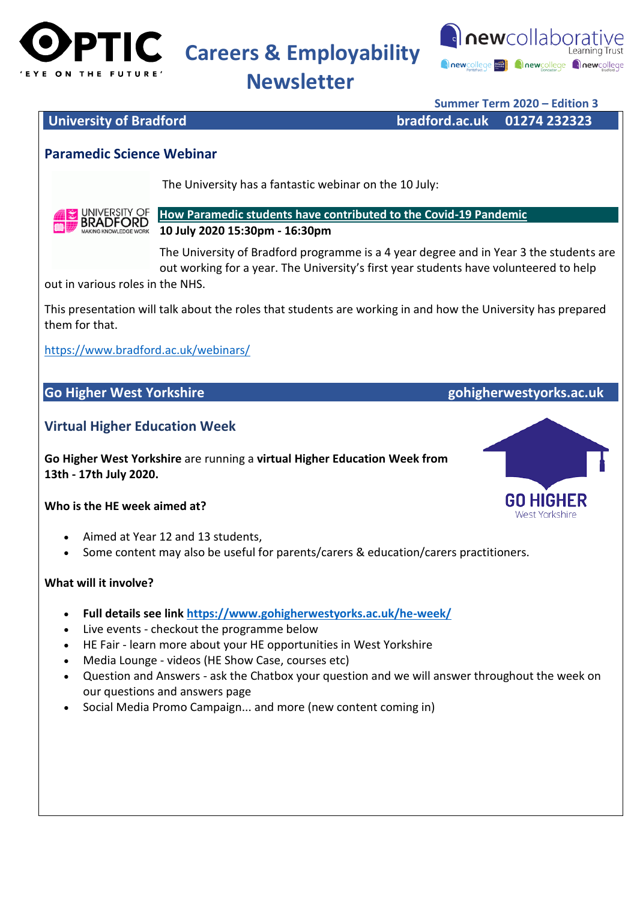# OPTIC Careers & Employability Newsletter

**Summer Term 2020 – Edition 3**

## University of Bradford — bradford.ac.uk — 01274 232323

### Paramedic Science Webinar

The University has a fantastic webinar on the 10 July:

**How Paramedic students have contributed to the Covid-19 Pandemic**

**10 July 2020 15:30pm - 16:30pm**

The University of Bradford programme is a 4 year degree and in Year 3 the students are out working for a year. The University's first year students have volunteered to help out in various roles in the NHS.

This presentation will talk about the roles that students are working in and how the University has prepared them for that.

https://www.bradford.ac.uk/webinars/

## Go Higher West Yorkshire — gohigherwestyorks.ac.uk

### Virtual Higher Education Week

**Go Higher West Yorkshire** are running a **virtual Higher Education Week from 13th - 17th July 2020.**

**Who is the HE week aimed at?**

- Aimed at Year 12 and 13 students,
- Some content may also be useful for parents/carers & education/carers practitioners.

**What will it involve?**

- **Full details see link https://www.gohigherwestyorks.ac.uk/he-week/**
- Live events - checkout the programme below
- HE Fair - learn more about your HE opportunities in West Yorkshire
- Media Lounge - videos (HE Show Case, courses etc)
- Question and Answers - ask the Chatbox your question and we will answer throughout the week on our questions and answers page
- Social Media Promo Campaign... and more (new content coming in)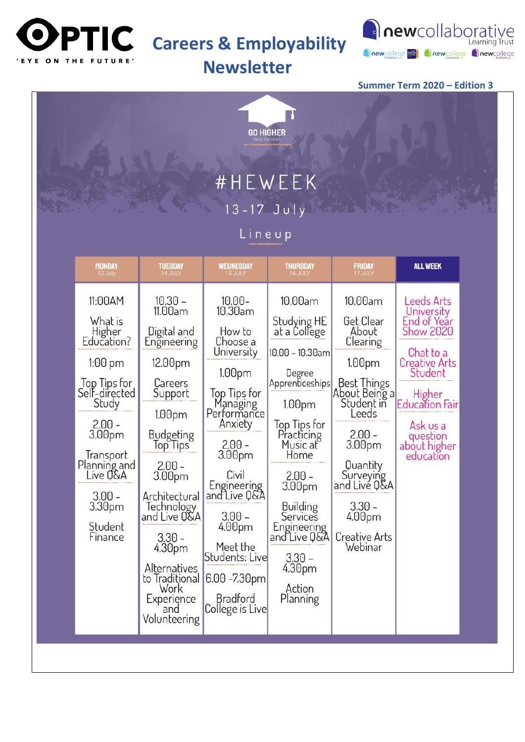# Careers & Employability Newsletter

**Summer Term 2020 – Edition 3**

GO HIGHER
West Yorkshire

# #HEWEEK

## 13-17 July

### Lineup

| MONDAY 13 July | TUESDAY 14 JULY | WEDNESDAY 15 JULY | THURSDAY 16 JULY | FRIDAY 17 JULY | ALL WEEK |
|---|---|---|---|---|---|
| 11:00AM What is Higher Education? | 10.30 – 11.00am Digital and Engineering | 10.00- 10.30am How to Choose a University | 10.00am Studying HE at a College | 10.00am Get Clear About Clearing | Leeds Arts University End of Year Show 2020 |
| 1:00 pm Top Tips for Self-directed Study | 12.00pm Careers Support | 1.00pm Top Tips for Managing Performance Anxiety | 10.00 – 10.30am Degree Apprenticeships | 1.00pm Best Things About Being a Student in Leeds | Chat to a Creative Arts Student |
| 2.00 - 3.00pm Transport Planning and Live Q&A | 1.00pm Budgeting Top Tips | 2.00 - 3.00pm Civil Engineering and Live Q&A | 1.00pm Top Tips for Practicing Music at Home | 2.00 - 3.00pm Quantity Surveying and Live Q&A | Higher Education Fair |
| 3.00 - 3.30pm Student Finance | 2.00 - 3.00pm Architectural Technology and Live Q&A | 3.00 - 4.00pm Meet the Students: Live | 2.00 - 3.00pm Building Services Engineering and Live Q&A | 3.30 - 4.00pm Creative Arts Webinar | Ask us a question about higher education |
| | 3.30 - 4.30pm Alternatives to Traditional Work Experience and Volunteering | 6.00 -7.30pm Bradford College is Live | 3.30 – 4.30pm Action Planning | | |